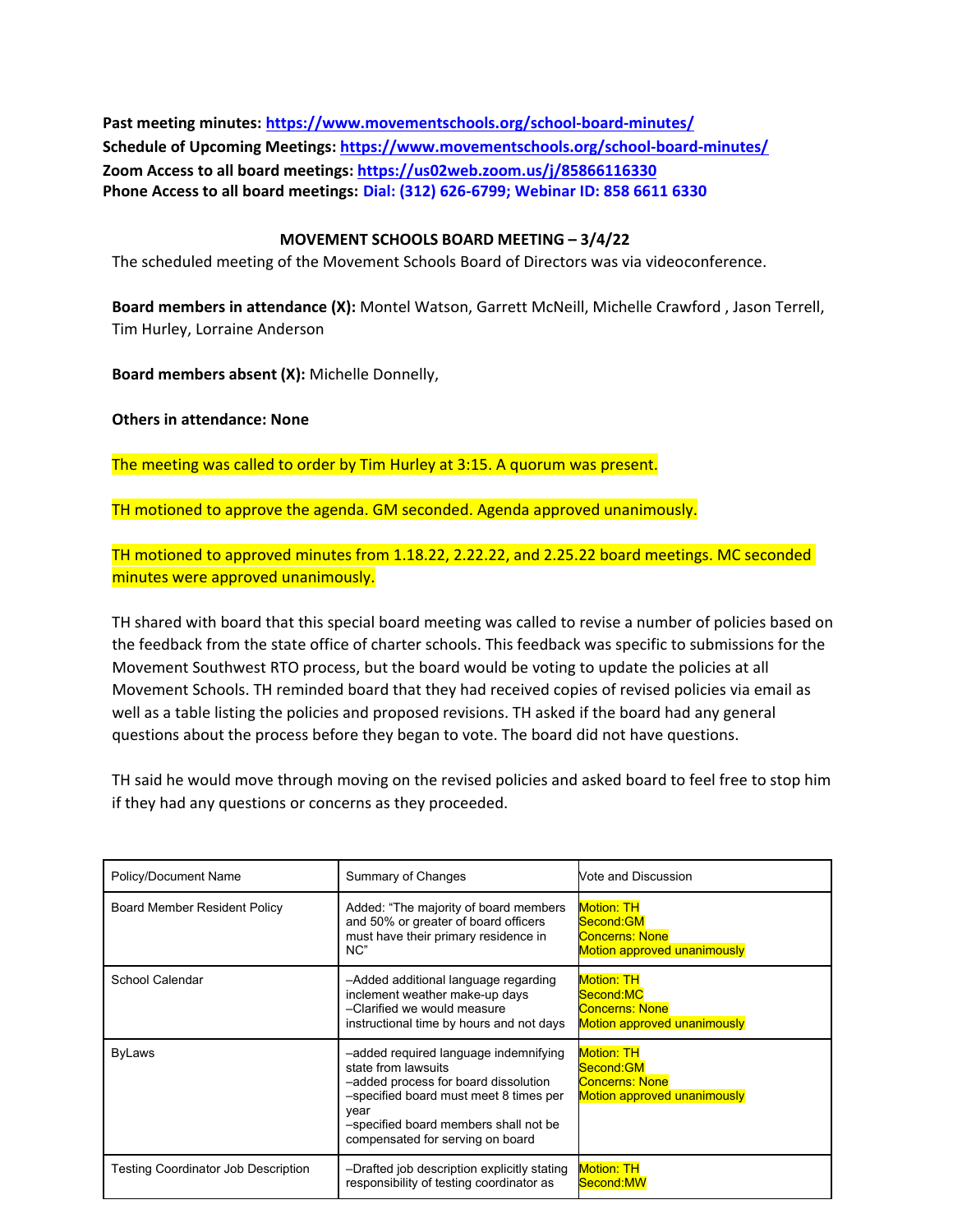**Past meeting minutes: https://www.movementschools.org/school-board-minutes/**
**Schedule of Upcoming Meetings: https://www.movementschools.org/school-board-minutes/**
**Zoom Access to all board meetings: https://us02web.zoom.us/j/85866116330**
**Phone Access to all board meetings: Dial: (312) 626-6799; Webinar ID: 858 6611 6330**

**MOVEMENT SCHOOLS BOARD MEETING – 3/4/22**

The scheduled meeting of the Movement Schools Board of Directors was via videoconference.

**Board members in attendance (X):** Montel Watson, Garrett McNeill, Michelle Crawford , Jason Terrell, Tim Hurley, Lorraine Anderson

**Board members absent (X):** Michelle Donnelly,

**Others in attendance: None**

The meeting was called to order by Tim Hurley at 3:15. A quorum was present.

TH motioned to approve the agenda. GM seconded. Agenda approved unanimously.

TH motioned to approved minutes from 1.18.22, 2.22.22, and 2.25.22 board meetings. MC seconded minutes were approved unanimously.

TH shared with board that this special board meeting was called to revise a number of policies based on the feedback from the state office of charter schools. This feedback was specific to submissions for the Movement Southwest RTO process, but the board would be voting to update the policies at all Movement Schools. TH reminded board that they had received copies of revised policies via email as well as a table listing the policies and proposed revisions. TH asked if the board had any general questions about the process before they began to vote. The board did not have questions.

TH said he would move through moving on the revised policies and asked board to feel free to stop him if they had any questions or concerns as they proceeded.

| Policy/Document Name | Summary of Changes | Vote and Discussion |
|---|---|---|
| Board Member Resident Policy | Added: "The majority of board members and 50% or greater of board officers must have their primary residence in NC" | Motion: TH<br>Second:GM<br>Concerns: None<br>Motion approved unanimously |
| School Calendar | –Added additional language regarding inclement weather make-up days<br>–Clarified we would measure instructional time by hours and not days | Motion: TH<br>Second:MC<br>Concerns: None<br>Motion approved unanimously |
| ByLaws | –added required language indemnifying state from lawsuits<br>–added process for board dissolution<br>–specified board must meet 8 times per year<br>–specified board members shall not be compensated for serving on board | Motion: TH<br>Second:GM<br>Concerns: None<br>Motion approved unanimously |
| Testing Coordinator Job Description | –Drafted job description explicitly stating responsibility of testing coordinator as | Motion: TH<br>Second:MW |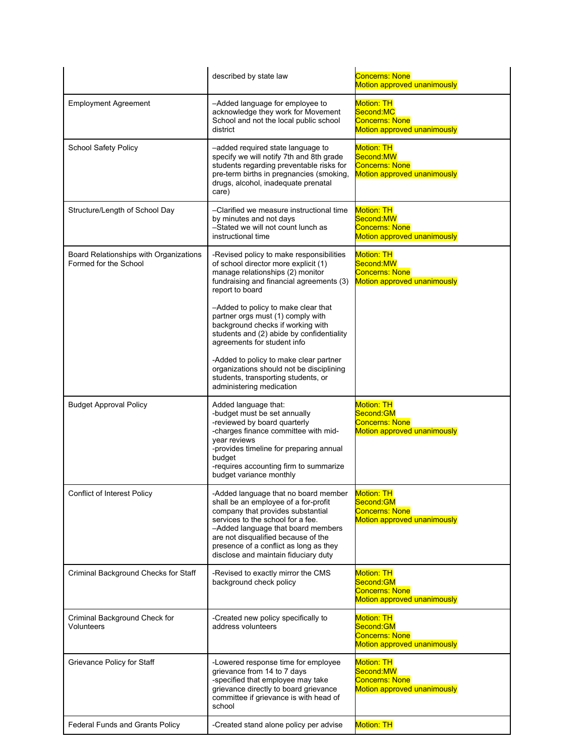| | | |
|---|---|---|
| | described by state law | Concerns: None<br>Motion approved unanimously |
| Employment Agreement | –Added language for employee to acknowledge they work for Movement School and not the local public school district | Motion: TH<br>Second:MC<br>Concerns: None<br>Motion approved unanimously |
| School Safety Policy | –added required state language to specify we will notify 7th and 8th grade students regarding preventable risks for pre-term births in pregnancies (smoking, drugs, alcohol, inadequate prenatal care) | Motion: TH<br>Second:MW<br>Concerns: None<br>Motion approved unanimously |
| Structure/Length of School Day | –Clarified we measure instructional time by minutes and not days<br>–Stated we will not count lunch as instructional time | Motion: TH<br>Second:MW<br>Concerns: None<br>Motion approved unanimously |
| Board Relationships with Organizations Formed for the School | -Revised policy to make responsibilities of school director more explicit (1) manage relationships (2) monitor fundraising and financial agreements (3) report to board<br><br>–Added to policy to make clear that partner orgs must (1) comply with background checks if working with students and (2) abide by confidentiality agreements for student info<br><br>-Added to policy to make clear partner organizations should not be disciplining students, transporting students, or administering medication | Motion: TH<br>Second:MW<br>Concerns: None<br>Motion approved unanimously |
| Budget Approval Policy | Added language that:<br>-budget must be set annually<br>-reviewed by board quarterly<br>-charges finance committee with mid-year reviews<br>-provides timeline for preparing annual budget<br>-requires accounting firm to summarize budget variance monthly | Motion: TH<br>Second:GM<br>Concerns: None<br>Motion approved unanimously |
| Conflict of Interest Policy | -Added language that no board member shall be an employee of a for-profit company that provides substantial services to the school for a fee.<br>–Added language that board members are not disqualified because of the presence of a conflict as long as they disclose and maintain fiduciary duty | Motion: TH<br>Second:GM<br>Concerns: None<br>Motion approved unanimously |
| Criminal Background Checks for Staff | -Revised to exactly mirror the CMS background check policy | Motion: TH<br>Second:GM<br>Concerns: None<br>Motion approved unanimously |
| Criminal Background Check for Volunteers | -Created new policy specifically to address volunteers | Motion: TH<br>Second:GM<br>Concerns: None<br>Motion approved unanimously |
| Grievance Policy for Staff | -Lowered response time for employee grievance from 14 to 7 days<br>-specified that employee may take grievance directly to board grievance committee if grievance is with head of school | Motion: TH<br>Second:MW<br>Concerns: None<br>Motion approved unanimously |
| Federal Funds and Grants Policy | -Created stand alone policy per advise | Motion: TH |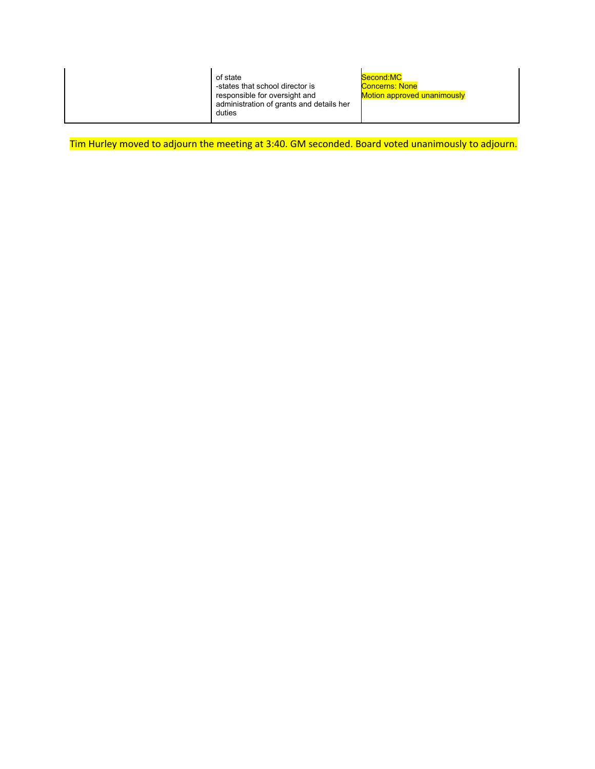| | | |
|---|---|---|
| | of state<br>-states that school director is responsible for oversight and administration of grants and details her duties | Second:MC<br>Concerns: None<br>Motion approved unanimously |

Tim Hurley moved to adjourn the meeting at 3:40. GM seconded. Board voted unanimously to adjourn.